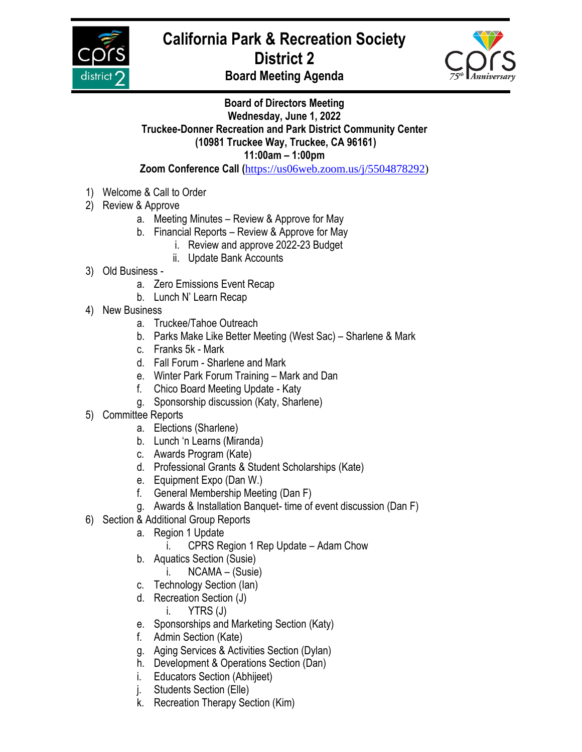# California Park & Recreation Society
## District 2
### Board Meeting Agenda

**Board of Directors Meeting**
**Wednesday, June 1, 2022**
**Truckee-Donner Recreation and Park District Community Center**
**(10981 Truckee Way, Truckee, CA 96161)**
**11:00am – 1:00pm**
**Zoom Conference Call (https://us06web.zoom.us/j/5504878292)**

1) Welcome & Call to Order
2) Review & Approve
    a. Meeting Minutes – Review & Approve for May
    b. Financial Reports – Review & Approve for May
        i. Review and approve 2022-23 Budget
        ii. Update Bank Accounts
3) Old Business -
    a. Zero Emissions Event Recap
    b. Lunch N' Learn Recap
4) New Business
    a. Truckee/Tahoe Outreach
    b. Parks Make Like Better Meeting (West Sac) – Sharlene & Mark
    c. Franks 5k - Mark
    d. Fall Forum - Sharlene and Mark
    e. Winter Park Forum Training – Mark and Dan
    f. Chico Board Meeting Update - Katy
    g. Sponsorship discussion (Katy, Sharlene)
5) Committee Reports
    a. Elections (Sharlene)
    b. Lunch 'n Learns (Miranda)
    c. Awards Program (Kate)
    d. Professional Grants & Student Scholarships (Kate)
    e. Equipment Expo (Dan W.)
    f. General Membership Meeting (Dan F)
    g. Awards & Installation Banquet- time of event discussion (Dan F)
6) Section & Additional Group Reports
    a. Region 1 Update
        i. CPRS Region 1 Rep Update – Adam Chow
    b. Aquatics Section (Susie)
        i. NCAMA – (Susie)
    c. Technology Section (Ian)
    d. Recreation Section (J)
        i. YTRS (J)
    e. Sponsorships and Marketing Section (Katy)
    f. Admin Section (Kate)
    g. Aging Services & Activities Section (Dylan)
    h. Development & Operations Section (Dan)
    i. Educators Section (Abhijeet)
    j. Students Section (Elle)
    k. Recreation Therapy Section (Kim)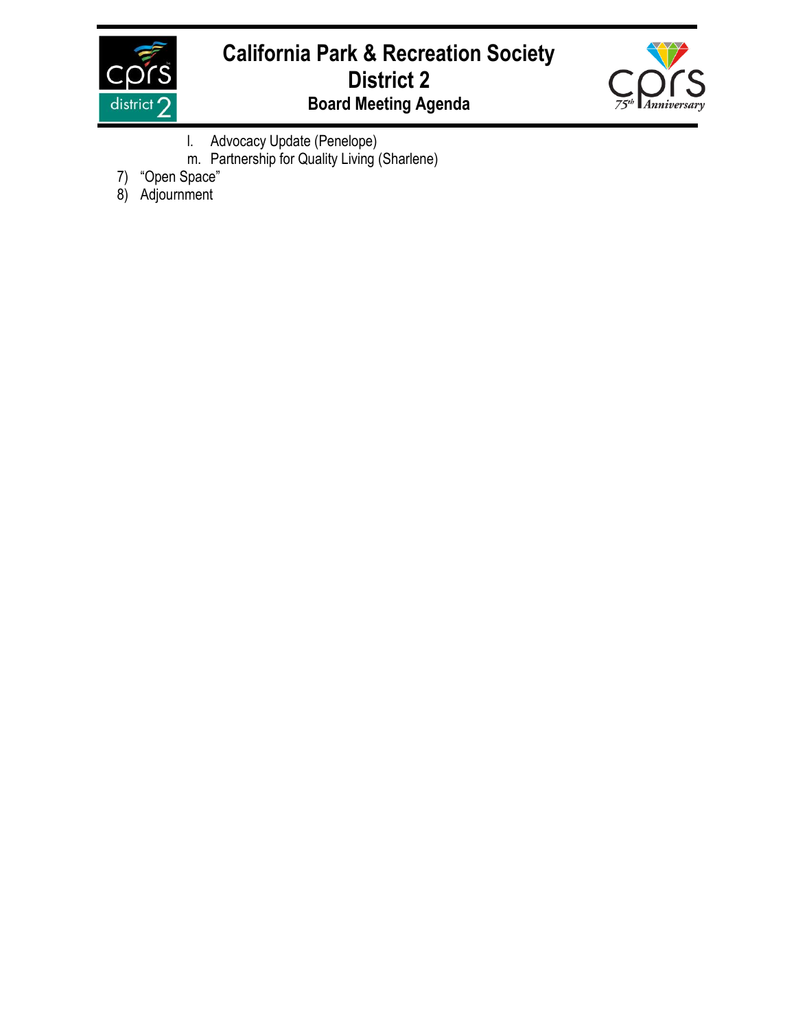l. Advocacy Update (Penelope)
m. Partnership for Quality Living (Sharlene)

7) “Open Space”
8) Adjournment